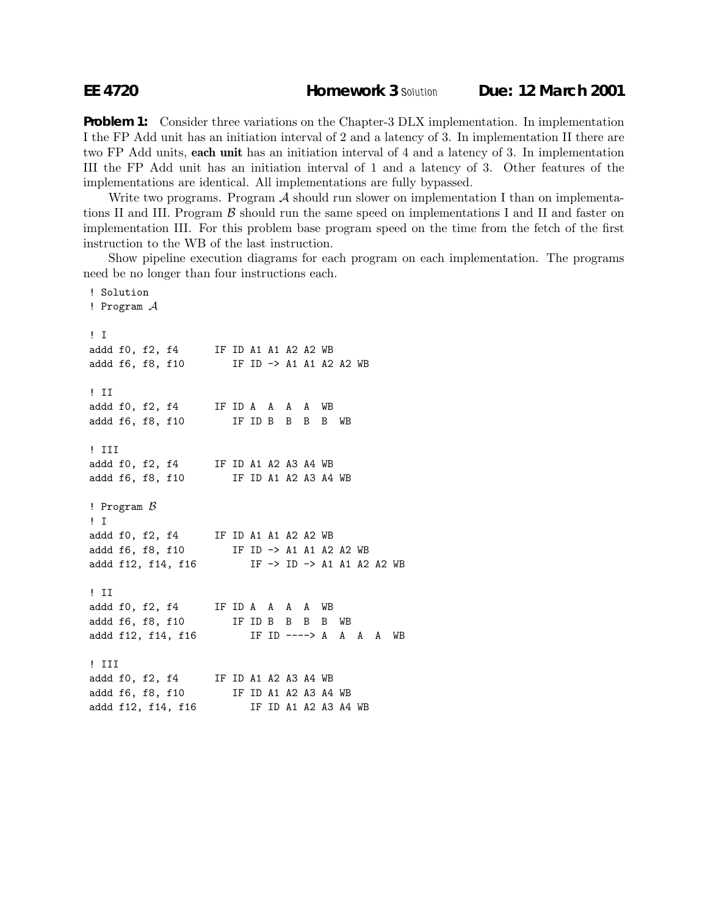**EE 4720** **Homework 3** Solution **Due: 12 March 2001**

**Problem 1:** Consider three variations on the Chapter-3 DLX implementation. In implementation I the FP Add unit has an initiation interval of 2 and a latency of 3. In implementation II there are two FP Add units, **each unit** has an initiation interval of 4 and a latency of 3. In implementation III the FP Add unit has an initiation interval of 1 and a latency of 3. Other features of the implementations are identical. All implementations are fully bypassed.

Write two programs. Program $\mathcal{A}$ should run slower on implementation I than on implementations II and III. Program $\mathcal{B}$ should run the same speed on implementations I and II and faster on implementation III. For this problem base program speed on the time from the fetch of the first instruction to the WB of the last instruction.

Show pipeline execution diagrams for each program on each implementation. The programs need be no longer than four instructions each.

```
! Solution
! Program A

! I
addd f0, f2, f4      IF ID A1 A1 A2 A2 WB
addd f6, f8, f10        IF ID -> A1 A1 A2 A2 WB

! II
addd f0, f2, f4      IF ID A  A  A  A  WB
addd f6, f8, f10        IF ID B  B  B  B  WB

! III
addd f0, f2, f4      IF ID A1 A2 A3 A4 WB
addd f6, f8, f10        IF ID A1 A2 A3 A4 WB

! Program B
! I
addd f0, f2, f4      IF ID A1 A1 A2 A2 WB
addd f6, f8, f10        IF ID -> A1 A1 A2 A2 WB
addd f12, f14, f16         IF -> ID -> A1 A1 A2 A2 WB

! II
addd f0, f2, f4      IF ID A  A  A  A  WB
addd f6, f8, f10        IF ID B  B  B  B  WB
addd f12, f14, f16         IF ID ----> A  A  A  A  WB

! III
addd f0, f2, f4      IF ID A1 A2 A3 A4 WB
addd f6, f8, f10        IF ID A1 A2 A3 A4 WB
addd f12, f14, f16         IF ID A1 A2 A3 A4 WB
```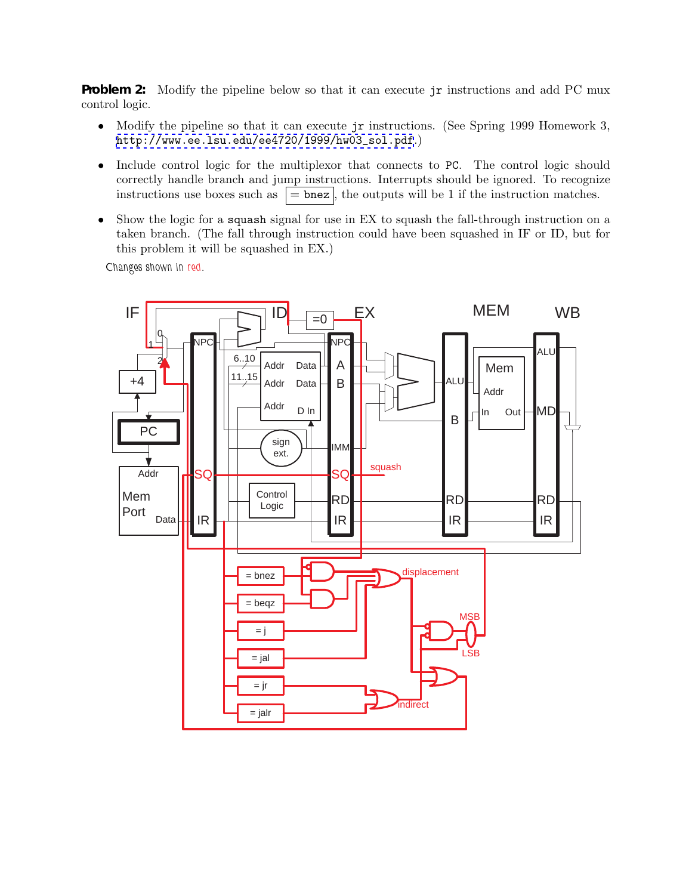**Problem 2:** Modify the pipeline below so that it can execute `jr` instructions and add PC mux control logic.

- Modify the pipeline so that it can execute `jr` instructions. (See Spring 1999 Homework 3, http://www.ee.lsu.edu/ee4720/1999/hw03_sol.pdf.)
- Include control logic for the multiplexor that connects to `PC`. The control logic should correctly handle branch and jump instructions. Interrupts should be ignored. To recognize instructions use boxes such as `= bnez`, the outputs will be 1 if the instruction matches.
- Show the logic for a `squash` signal for use in EX to squash the fall-through instruction on a taken branch. (The fall through instruction could have been squashed in IF or ID, but for this problem it will be squashed in EX.)

Changes shown in red.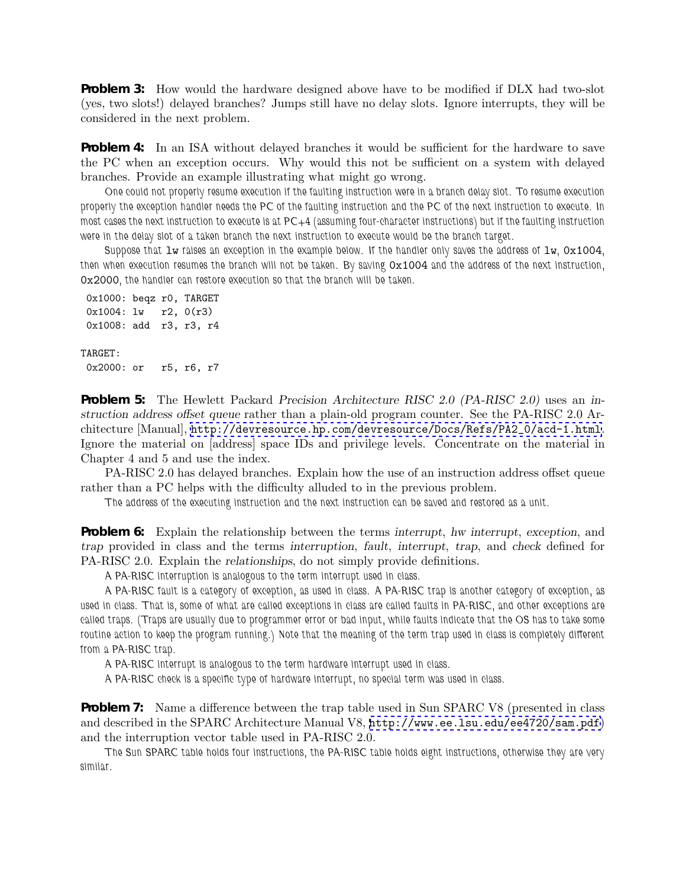**Problem 3:** How would the hardware designed above have to be modified if DLX had two-slot (yes, two slots!) delayed branches? Jumps still have no delay slots. Ignore interrupts, they will be considered in the next problem.

**Problem 4:** In an ISA without delayed branches it would be sufficient for the hardware to save the PC when an exception occurs. Why would this not be sufficient on a system with delayed branches. Provide an example illustrating what might go wrong.

*One could not properly resume execution if the faulting instruction were in a branch delay slot. To resume execution properly the exception handler needs the PC of the faulting instruction and the PC of the next instruction to execute. In most cases the next instruction to execute is at PC+4 (assuming four-character instructions) but if the faulting instruction were in the delay slot of a taken branch the next instruction to execute would be the branch target.*

*Suppose that* `lw` *raises an exception in the example below. If the handler only saves the address of* `lw`*,* `0x1004`*, then when execution resumes the branch will not be taken. By saving* `0x1004` *and the address of the next instruction,* `0x2000`*, the handler can restore execution so that the branch will be taken.*

```
 0x1000: beqz r0, TARGET
 0x1004: lw   r2, 0(r3)
 0x1008: add  r3, r3, r4

TARGET:
 0x2000: or   r5, r6, r7
```

**Problem 5:** The Hewlett Packard *Precision Architecture RISC 2.0 (PA-RISC 2.0)* uses an *instruction address offset queue* rather than a plain-old program counter. See the PA-RISC 2.0 Architecture [Manual], http://devresource.hp.com/devresource/Docs/Refs/PA2_0/acd-1.html. Ignore the material on [address] space IDs and privilege levels. Concentrate on the material in Chapter 4 and 5 and use the index.

PA-RISC 2.0 has delayed branches. Explain how the use of an instruction address offset queue rather than a PC helps with the difficulty alluded to in the previous problem.

*The address of the executing instruction and the next instruction can be saved and restored as a unit.*

**Problem 6:** Explain the relationship between the terms *interrupt*, *hw interrupt*, *exception*, and *trap* provided in class and the terms *interruption*, *fault*, *interrupt*, *trap*, and *check* defined for PA-RISC 2.0. Explain the *relationships*, do not simply provide definitions.

*A PA-RISC interruption is analogous to the term interrupt used in class.*

*A PA-RISC fault is a category of exception, as used in class. A PA-RISC trap is another category of exception, as used in class. That is, some of what are called exceptions in class are called faults in PA-RISC, and other exceptions are called traps. (Traps are usually due to programmer error or bad input, while faults indicate that the OS has to take some routine action to keep the program running.) Note that the meaning of the term trap used in class is completely different from a PA-RISC trap.*

*A PA-RISC interrupt is analogous to the term hardware interrupt used in class.*

*A PA-RISC check is a specific type of hardware interrupt, no special term was used in class.*

**Problem 7:** Name a difference between the trap table used in Sun SPARC V8 (presented in class and described in the SPARC Architecture Manual V8, http://www.ee.lsu.edu/ee4720/sam.pdf) and the interruption vector table used in PA-RISC 2.0.

*The Sun SPARC table holds four instructions, the PA-RISC table holds eight instructions, otherwise they are very similar.*